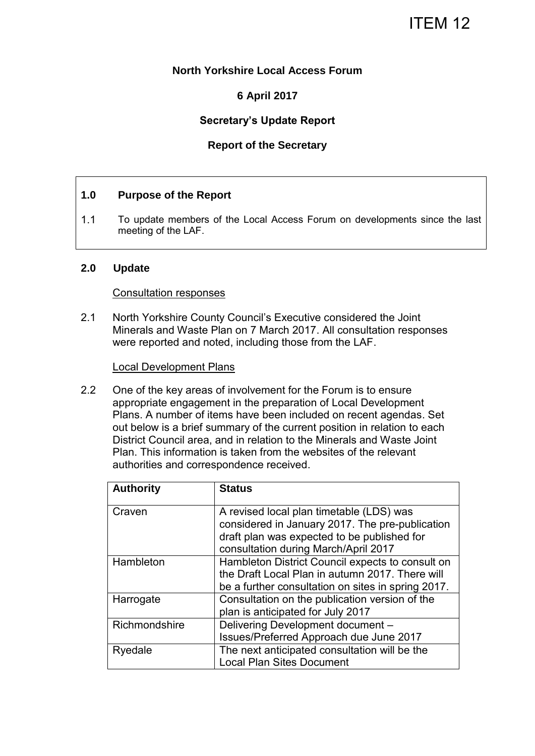ITEM 12

**North Yorkshire Local Access Forum**

**6 April 2017**

**Secretary's Update Report**

**Report of the Secretary**

## 1.0 Purpose of the Report

1.1 To update members of the Local Access Forum on developments since the last meeting of the LAF.

## 2.0 Update

Consultation responses

2.1 North Yorkshire County Council's Executive considered the Joint Minerals and Waste Plan on 7 March 2017. All consultation responses were reported and noted, including those from the LAF.

Local Development Plans

2.2 One of the key areas of involvement for the Forum is to ensure appropriate engagement in the preparation of Local Development Plans. A number of items have been included on recent agendas. Set out below is a brief summary of the current position in relation to each District Council area, and in relation to the Minerals and Waste Joint Plan. This information is taken from the websites of the relevant authorities and correspondence received.

| Authority | Status |
|---|---|
| Craven | A revised local plan timetable (LDS) was considered in January 2017. The pre-publication draft plan was expected to be published for consultation during March/April 2017 |
| Hambleton | Hambleton District Council expects to consult on the Draft Local Plan in autumn 2017. There will be a further consultation on sites in spring 2017. |
| Harrogate | Consultation on the publication version of the plan is anticipated for July 2017 |
| Richmondshire | Delivering Development document – Issues/Preferred Approach due June 2017 |
| Ryedale | The next anticipated consultation will be the Local Plan Sites Document |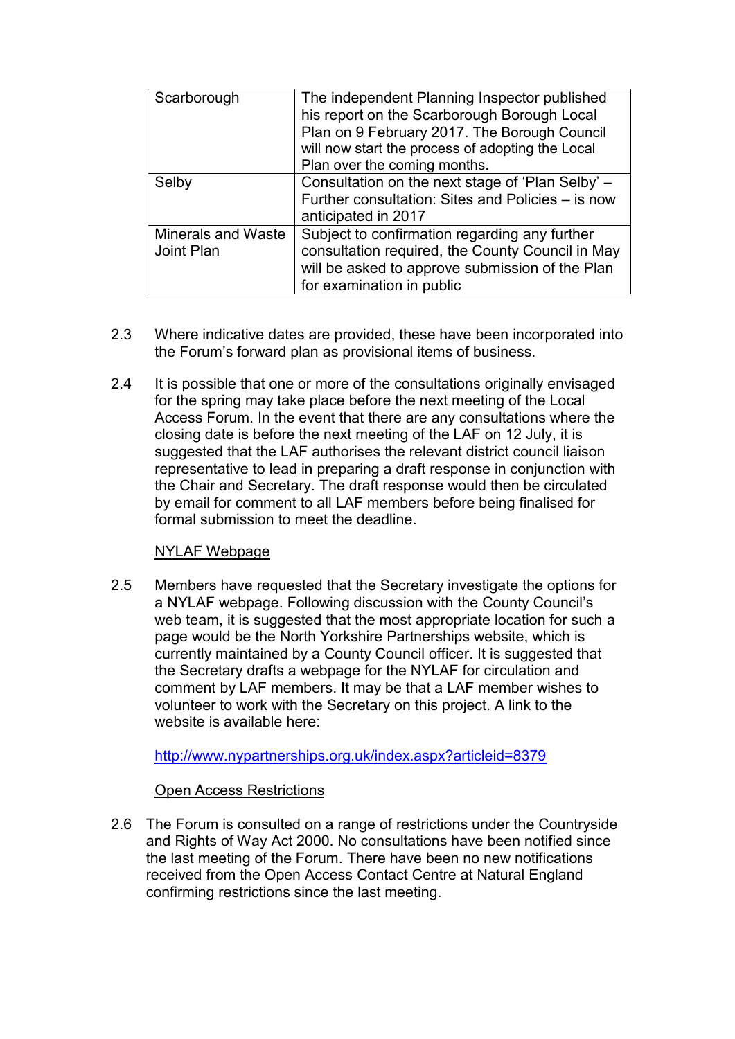| Scarborough | The independent Planning Inspector published his report on the Scarborough Borough Local Plan on 9 February 2017. The Borough Council will now start the process of adopting the Local Plan over the coming months. |
|---|---|
| Selby | Consultation on the next stage of 'Plan Selby' – Further consultation: Sites and Policies – is now anticipated in 2017 |
| Minerals and Waste Joint Plan | Subject to confirmation regarding any further consultation required, the County Council in May will be asked to approve submission of the Plan for examination in public |

2.3 Where indicative dates are provided, these have been incorporated into the Forum's forward plan as provisional items of business.

2.4 It is possible that one or more of the consultations originally envisaged for the spring may take place before the next meeting of the Local Access Forum. In the event that there are any consultations where the closing date is before the next meeting of the LAF on 12 July, it is suggested that the LAF authorises the relevant district council liaison representative to lead in preparing a draft response in conjunction with the Chair and Secretary. The draft response would then be circulated by email for comment to all LAF members before being finalised for formal submission to meet the deadline.

<u>NYLAF Webpage</u>

2.5 Members have requested that the Secretary investigate the options for a NYLAF webpage. Following discussion with the County Council's web team, it is suggested that the most appropriate location for such a page would be the North Yorkshire Partnerships website, which is currently maintained by a County Council officer. It is suggested that the Secretary drafts a webpage for the NYLAF for circulation and comment by LAF members. It may be that a LAF member wishes to volunteer to work with the Secretary on this project. A link to the website is available here:

http://www.nypartnerships.org.uk/index.aspx?articleid=8379

<u>Open Access Restrictions</u>

2.6 The Forum is consulted on a range of restrictions under the Countryside and Rights of Way Act 2000. No consultations have been notified since the last meeting of the Forum. There have been no new notifications received from the Open Access Contact Centre at Natural England confirming restrictions since the last meeting.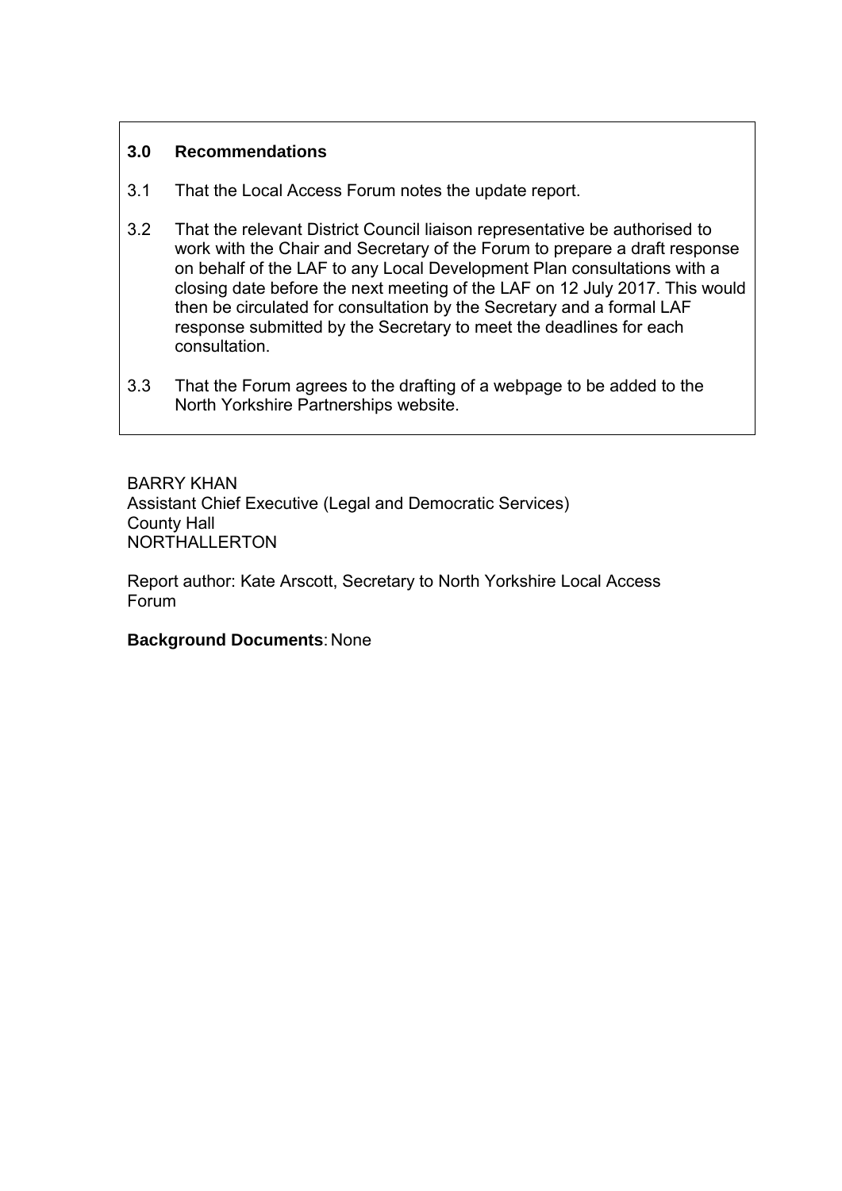### 3.0 Recommendations

3.1 That the Local Access Forum notes the update report.

3.2 That the relevant District Council liaison representative be authorised to work with the Chair and Secretary of the Forum to prepare a draft response on behalf of the LAF to any Local Development Plan consultations with a closing date before the next meeting of the LAF on 12 July 2017. This would then be circulated for consultation by the Secretary and a formal LAF response submitted by the Secretary to meet the deadlines for each consultation.

3.3 That the Forum agrees to the drafting of a webpage to be added to the North Yorkshire Partnerships website.

BARRY KHAN  
Assistant Chief Executive (Legal and Democratic Services)  
County Hall  
NORTHALLERTON

Report author: Kate Arscott, Secretary to North Yorkshire Local Access Forum

**Background Documents**: None